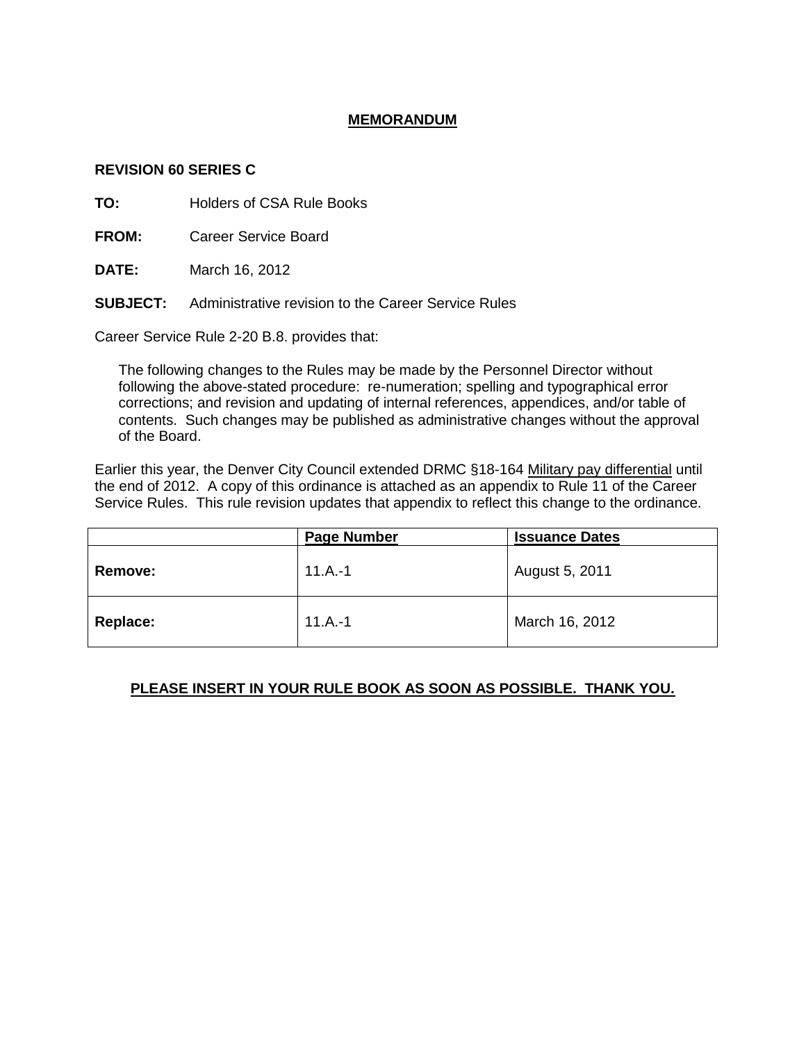# MEMORANDUM

**REVISION 60 SERIES C**

**TO:** Holders of CSA Rule Books

**FROM:** Career Service Board

**DATE:** March 16, 2012

**SUBJECT:** Administrative revision to the Career Service Rules

Career Service Rule 2-20 B.8. provides that:

> The following changes to the Rules may be made by the Personnel Director without following the above-stated procedure: re-numeration; spelling and typographical error corrections; and revision and updating of internal references, appendices, and/or table of contents. Such changes may be published as administrative changes without the approval of the Board.

Earlier this year, the Denver City Council extended DRMC §18-164 Military pay differential until the end of 2012. A copy of this ordinance is attached as an appendix to Rule 11 of the Career Service Rules. This rule revision updates that appendix to reflect this change to the ordinance.

| | Page Number | Issuance Dates |
|---|---|---|
| **Remove:** | 11.A.-1 | August 5, 2011 |
| **Replace:** | 11.A.-1 | March 16, 2012 |

**PLEASE INSERT IN YOUR RULE BOOK AS SOON AS POSSIBLE. THANK YOU.**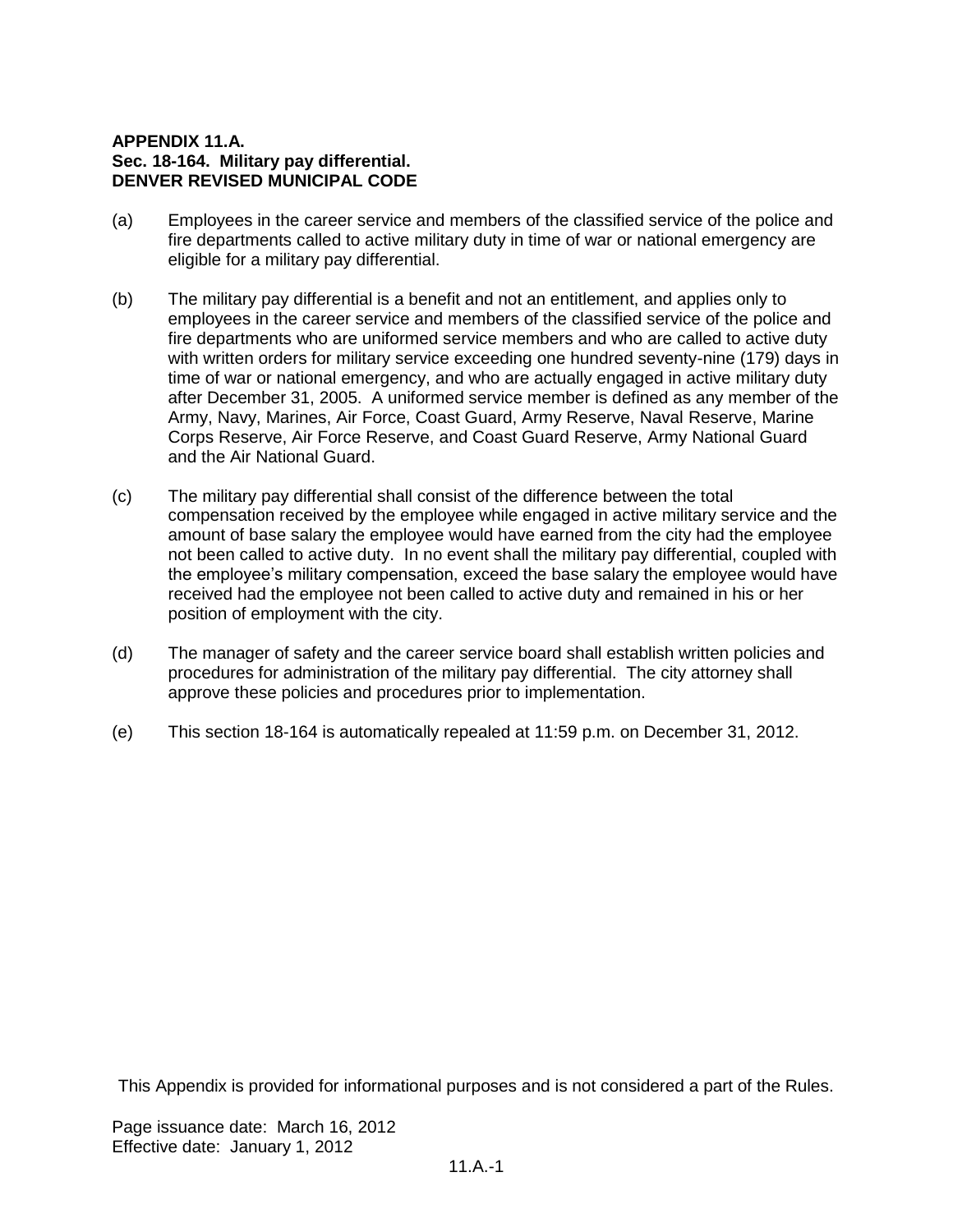**APPENDIX 11.A.**
**Sec. 18-164. Military pay differential.**
**DENVER REVISED MUNICIPAL CODE**

(a) Employees in the career service and members of the classified service of the police and fire departments called to active military duty in time of war or national emergency are eligible for a military pay differential.

(b) The military pay differential is a benefit and not an entitlement, and applies only to employees in the career service and members of the classified service of the police and fire departments who are uniformed service members and who are called to active duty with written orders for military service exceeding one hundred seventy-nine (179) days in time of war or national emergency, and who are actually engaged in active military duty after December 31, 2005. A uniformed service member is defined as any member of the Army, Navy, Marines, Air Force, Coast Guard, Army Reserve, Naval Reserve, Marine Corps Reserve, Air Force Reserve, and Coast Guard Reserve, Army National Guard and the Air National Guard.

(c) The military pay differential shall consist of the difference between the total compensation received by the employee while engaged in active military service and the amount of base salary the employee would have earned from the city had the employee not been called to active duty. In no event shall the military pay differential, coupled with the employee's military compensation, exceed the base salary the employee would have received had the employee not been called to active duty and remained in his or her position of employment with the city.

(d) The manager of safety and the career service board shall establish written policies and procedures for administration of the military pay differential. The city attorney shall approve these policies and procedures prior to implementation.

(e) This section 18-164 is automatically repealed at 11:59 p.m. on December 31, 2012.

This Appendix is provided for informational purposes and is not considered a part of the Rules.

Page issuance date: March 16, 2012
Effective date: January 1, 2012